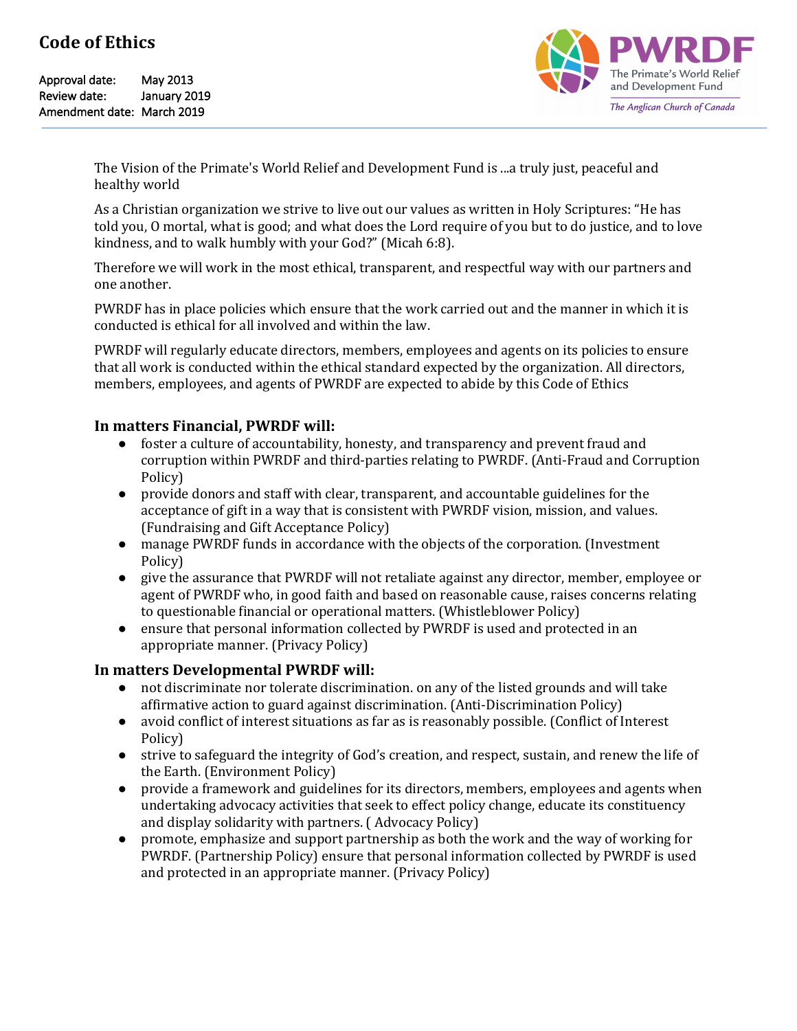# Code of Ethics

Approval date: May 2013
Review date: January 2019
Amendment date: March 2019

PWRDF
The Primate's World Relief and Development Fund
*The Anglican Church of Canada*

The Vision of the Primate's World Relief and Development Fund is ...a truly just, peaceful and healthy world

As a Christian organization we strive to live out our values as written in Holy Scriptures: "He has told you, O mortal, what is good; and what does the Lord require of you but to do justice, and to love kindness, and to walk humbly with your God?" (Micah 6:8).

Therefore we will work in the most ethical, transparent, and respectful way with our partners and one another.

PWRDF has in place policies which ensure that the work carried out and the manner in which it is conducted is ethical for all involved and within the law.

PWRDF will regularly educate directors, members, employees and agents on its policies to ensure that all work is conducted within the ethical standard expected by the organization. All directors, members, employees, and agents of PWRDF are expected to abide by this Code of Ethics

### In matters Financial, PWRDF will:

- foster a culture of accountability, honesty, and transparency and prevent fraud and corruption within PWRDF and third-parties relating to PWRDF. (Anti-Fraud and Corruption Policy)
- provide donors and staff with clear, transparent, and accountable guidelines for the acceptance of gift in a way that is consistent with PWRDF vision, mission, and values. (Fundraising and Gift Acceptance Policy)
- manage PWRDF funds in accordance with the objects of the corporation. (Investment Policy)
- give the assurance that PWRDF will not retaliate against any director, member, employee or agent of PWRDF who, in good faith and based on reasonable cause, raises concerns relating to questionable financial or operational matters. (Whistleblower Policy)
- ensure that personal information collected by PWRDF is used and protected in an appropriate manner. (Privacy Policy)

### In matters Developmental PWRDF will:

- not discriminate nor tolerate discrimination. on any of the listed grounds and will take affirmative action to guard against discrimination. (Anti-Discrimination Policy)
- avoid conflict of interest situations as far as is reasonably possible. (Conflict of Interest Policy)
- strive to safeguard the integrity of God's creation, and respect, sustain, and renew the life of the Earth. (Environment Policy)
- provide a framework and guidelines for its directors, members, employees and agents when undertaking advocacy activities that seek to effect policy change, educate its constituency and display solidarity with partners. ( Advocacy Policy)
- promote, emphasize and support partnership as both the work and the way of working for PWRDF. (Partnership Policy) ensure that personal information collected by PWRDF is used and protected in an appropriate manner. (Privacy Policy)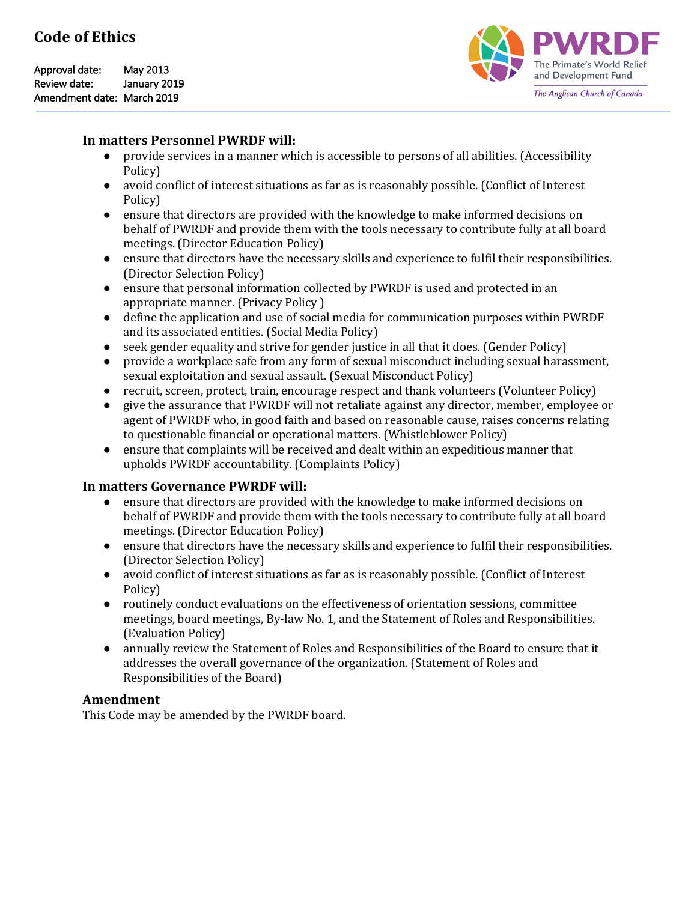Code of Ethics

Approval date: May 2013
Review date: January 2019
Amendment date: March 2019

### In matters Personnel PWRDF will:

- provide services in a manner which is accessible to persons of all abilities. (Accessibility Policy)
- avoid conflict of interest situations as far as is reasonably possible. (Conflict of Interest Policy)
- ensure that directors are provided with the knowledge to make informed decisions on behalf of PWRDF and provide them with the tools necessary to contribute fully at all board meetings. (Director Education Policy)
- ensure that directors have the necessary skills and experience to fulfil their responsibilities. (Director Selection Policy)
- ensure that personal information collected by PWRDF is used and protected in an appropriate manner. (Privacy Policy )
- define the application and use of social media for communication purposes within PWRDF and its associated entities. (Social Media Policy)
- seek gender equality and strive for gender justice in all that it does. (Gender Policy)
- provide a workplace safe from any form of sexual misconduct including sexual harassment, sexual exploitation and sexual assault. (Sexual Misconduct Policy)
- recruit, screen, protect, train, encourage respect and thank volunteers (Volunteer Policy)
- give the assurance that PWRDF will not retaliate against any director, member, employee or agent of PWRDF who, in good faith and based on reasonable cause, raises concerns relating to questionable financial or operational matters. (Whistleblower Policy)
- ensure that complaints will be received and dealt within an expeditious manner that upholds PWRDF accountability. (Complaints Policy)

### In matters Governance PWRDF will:

- ensure that directors are provided with the knowledge to make informed decisions on behalf of PWRDF and provide them with the tools necessary to contribute fully at all board meetings. (Director Education Policy)
- ensure that directors have the necessary skills and experience to fulfil their responsibilities. (Director Selection Policy)
- avoid conflict of interest situations as far as is reasonably possible. (Conflict of Interest Policy)
- routinely conduct evaluations on the effectiveness of orientation sessions, committee meetings, board meetings, By-law No. 1, and the Statement of Roles and Responsibilities. (Evaluation Policy)
- annually review the Statement of Roles and Responsibilities of the Board to ensure that it addresses the overall governance of the organization. (Statement of Roles and Responsibilities of the Board)

### Amendment

This Code may be amended by the PWRDF board.